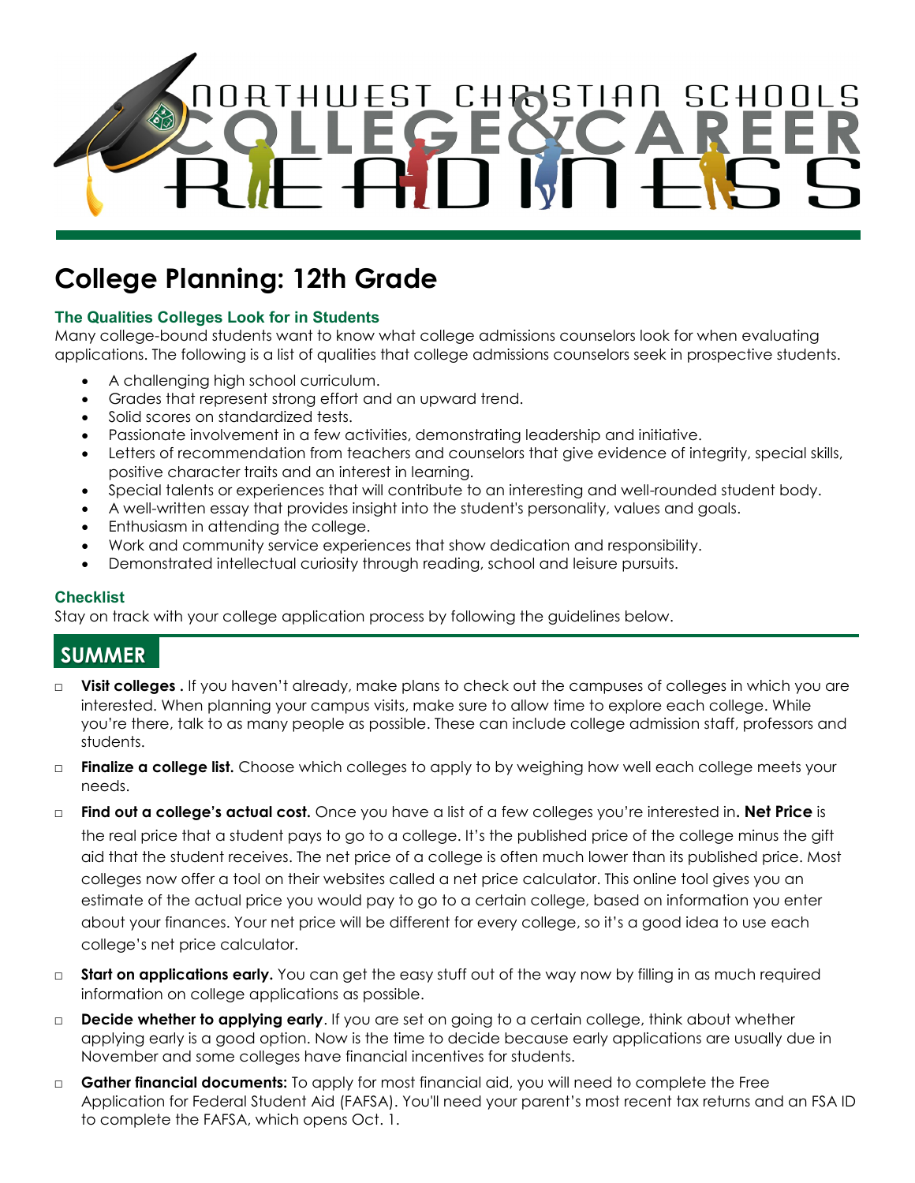# NORTHWEST CHRISTIAN SCHOOLS COLLEGE & CAREER READINESS

## College Planning: 12th Grade

### The Qualities Colleges Look for in Students

Many college-bound students want to know what college admissions counselors look for when evaluating applications. The following is a list of qualities that college admissions counselors seek in prospective students.

- A challenging high school curriculum.
- Grades that represent strong effort and an upward trend.
- Solid scores on standardized tests.
- Passionate involvement in a few activities, demonstrating leadership and initiative.
- Letters of recommendation from teachers and counselors that give evidence of integrity, special skills, positive character traits and an interest in learning.
- Special talents or experiences that will contribute to an interesting and well-rounded student body.
- A well-written essay that provides insight into the student's personality, values and goals.
- Enthusiasm in attending the college.
- Work and community service experiences that show dedication and responsibility.
- Demonstrated intellectual curiosity through reading, school and leisure pursuits.

### Checklist

Stay on track with your college application process by following the guidelines below.

## SUMMER

- ☐ **Visit colleges .** If you haven't already, make plans to check out the campuses of colleges in which you are interested. When planning your campus visits, make sure to allow time to explore each college. While you're there, talk to as many people as possible. These can include college admission staff, professors and students.
- ☐ **Finalize a college list.** Choose which colleges to apply to by weighing how well each college meets your needs.
- ☐ **Find out a college's actual cost.** Once you have a list of a few colleges you're interested in**. Net Price** is the real price that a student pays to go to a college. It's the published price of the college minus the gift aid that the student receives. The net price of a college is often much lower than its published price. Most colleges now offer a tool on their websites called a net price calculator. This online tool gives you an estimate of the actual price you would pay to go to a certain college, based on information you enter about your finances. Your net price will be different for every college, so it's a good idea to use each college's net price calculator.
- ☐ **Start on applications early.** You can get the easy stuff out of the way now by filling in as much required information on college applications as possible.
- ☐ **Decide whether to applying early**. If you are set on going to a certain college, think about whether applying early is a good option. Now is the time to decide because early applications are usually due in November and some colleges have financial incentives for students.
- ☐ **Gather financial documents:** To apply for most financial aid, you will need to complete the Free Application for Federal Student Aid (FAFSA). You'll need your parent's most recent tax returns and an FSA ID to complete the FAFSA, which opens Oct. 1.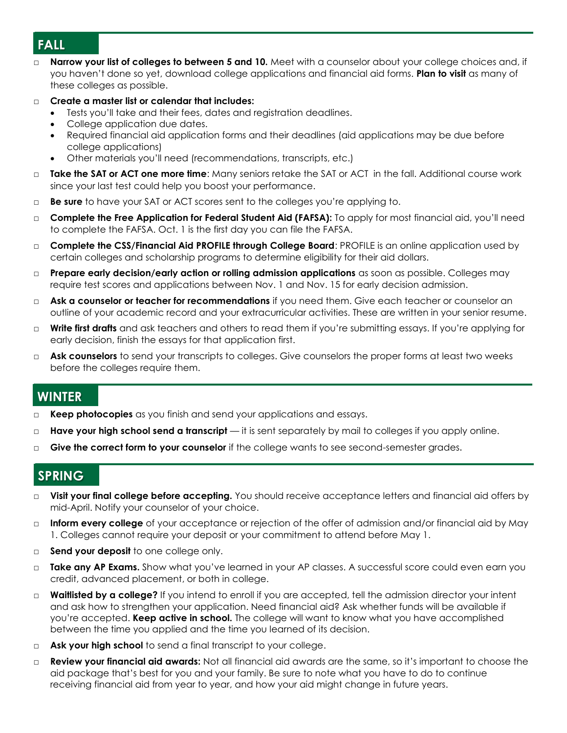## FALL

- **Narrow your list of colleges to between 5 and 10.** Meet with a counselor about your college choices and, if you haven't done so yet, download college applications and financial aid forms. **Plan to visit** as many of these colleges as possible.
- **Create a master list or calendar that includes:**
  - Tests you'll take and their fees, dates and registration deadlines.
  - College application due dates.
  - Required financial aid application forms and their deadlines (aid applications may be due before college applications)
  - Other materials you'll need (recommendations, transcripts, etc.)
- **Take the SAT or ACT one more time**: Many seniors retake the SAT or ACT in the fall. Additional course work since your last test could help you boost your performance.
- **Be sure** to have your SAT or ACT scores sent to the colleges you're applying to.
- **Complete the Free Application for Federal Student Aid (FAFSA):** To apply for most financial aid, you'll need to complete the FAFSA. Oct. 1 is the first day you can file the FAFSA.
- **Complete the CSS/Financial Aid PROFILE through College Board**: PROFILE is an online application used by certain colleges and scholarship programs to determine eligibility for their aid dollars.
- **Prepare early decision/early action or rolling admission applications** as soon as possible. Colleges may require test scores and applications between Nov. 1 and Nov. 15 for early decision admission.
- **Ask a counselor or teacher for recommendations** if you need them. Give each teacher or counselor an outline of your academic record and your extracurricular activities. These are written in your senior resume.
- **Write first drafts** and ask teachers and others to read them if you're submitting essays. If you're applying for early decision, finish the essays for that application first.
- **Ask counselors** to send your transcripts to colleges. Give counselors the proper forms at least two weeks before the colleges require them.

## WINTER

- **Keep photocopies** as you finish and send your applications and essays.
- **Have your high school send a transcript** — it is sent separately by mail to colleges if you apply online.
- **Give the correct form to your counselor** if the college wants to see second-semester grades.

## SPRING

- **Visit your final college before accepting.** You should receive acceptance letters and financial aid offers by mid-April. Notify your counselor of your choice.
- **Inform every college** of your acceptance or rejection of the offer of admission and/or financial aid by May 1. Colleges cannot require your deposit or your commitment to attend before May 1.
- **Send your deposit** to one college only.
- **Take any AP Exams.** Show what you've learned in your AP classes. A successful score could even earn you credit, advanced placement, or both in college.
- **Waitlisted by a college?** If you intend to enroll if you are accepted, tell the admission director your intent and ask how to strengthen your application. Need financial aid? Ask whether funds will be available if you're accepted. **Keep active in school.** The college will want to know what you have accomplished between the time you applied and the time you learned of its decision.
- **Ask your high school** to send a final transcript to your college.
- **Review your financial aid awards:** Not all financial aid awards are the same, so it's important to choose the aid package that's best for you and your family. Be sure to note what you have to do to continue receiving financial aid from year to year, and how your aid might change in future years.